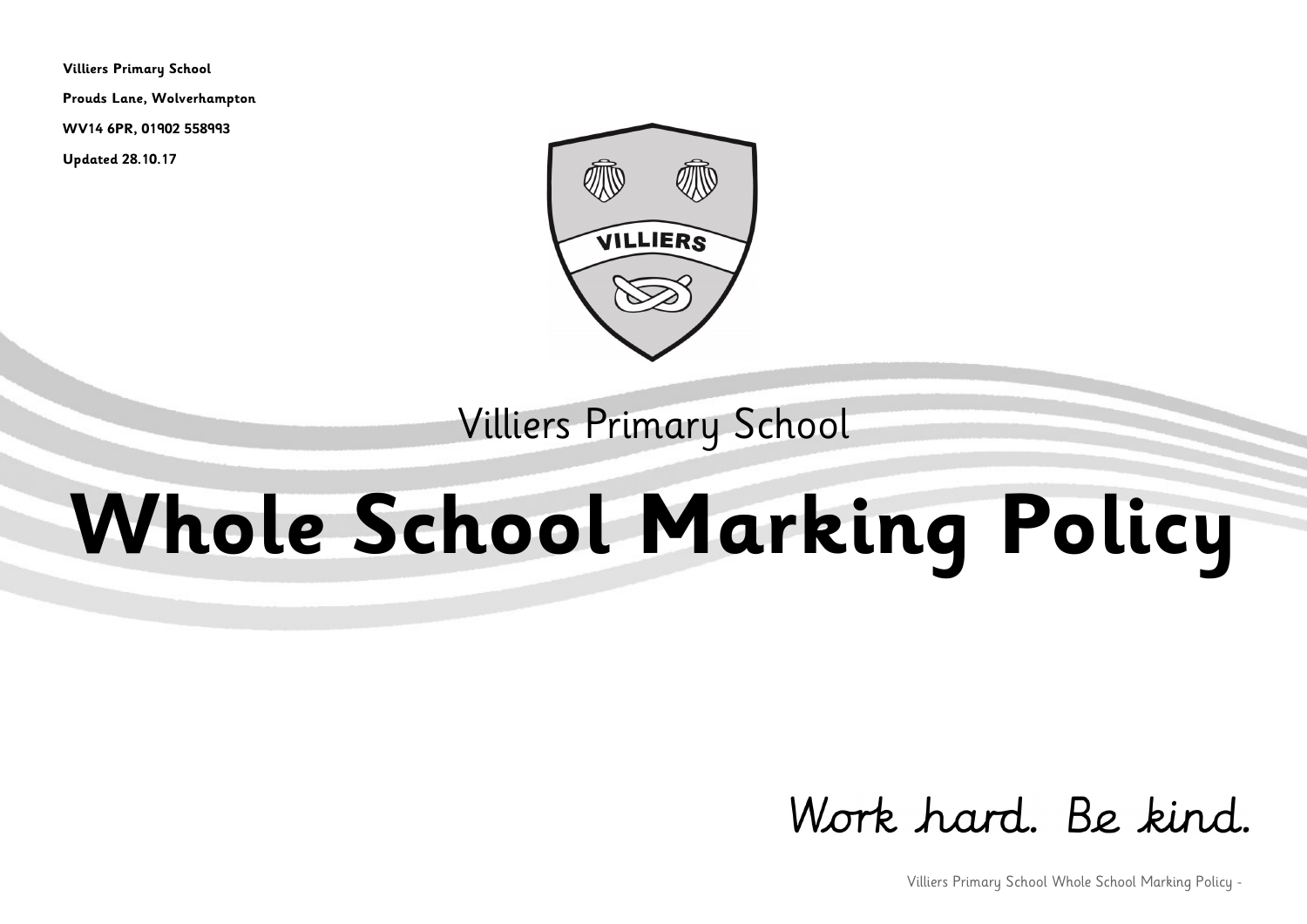**Villiers Primary School**

**Prouds Lane, Wolverhampton**

**WV14 6PR, 01902 558993**

**Updated 28.10.17**

Villiers Primary School

# Whole School Marking Policy

*Work hard. Be kind.*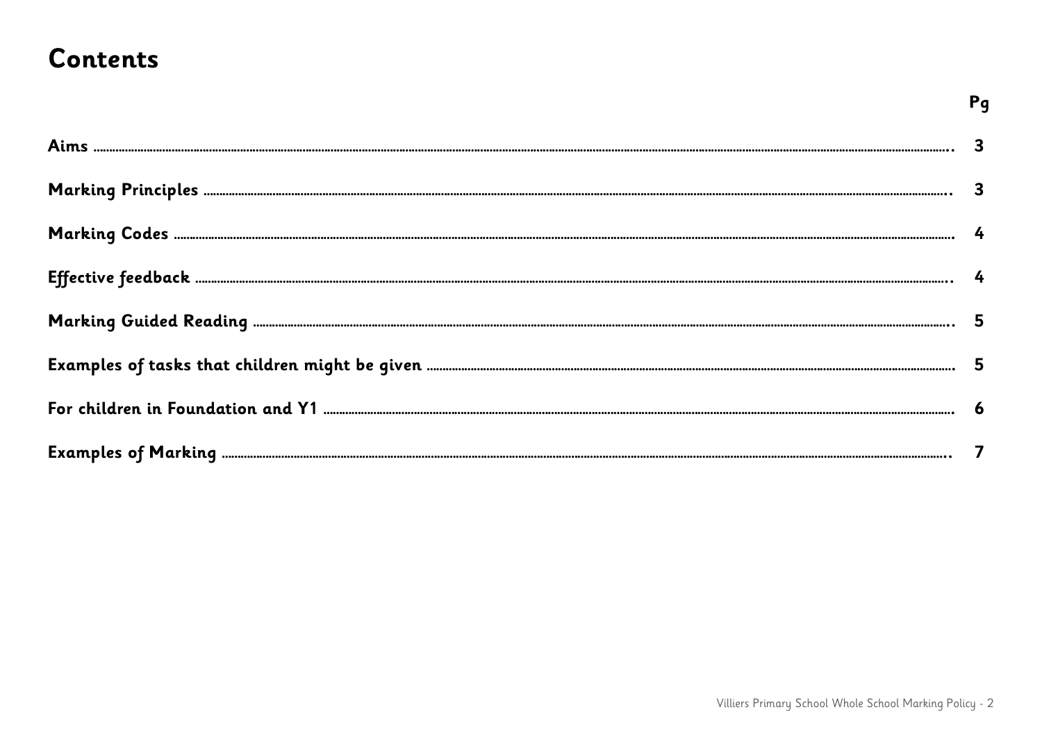# Contents

| | Pg |
|---|---|
| **Aims** | **3** |
| **Marking Principles** | **3** |
| **Marking Codes** | **4** |
| **Effective feedback** | **4** |
| **Marking Guided Reading** | **5** |
| **Examples of tasks that children might be given** | **5** |
| **For children in Foundation and Y1** | **6** |
| **Examples of Marking** | **7** |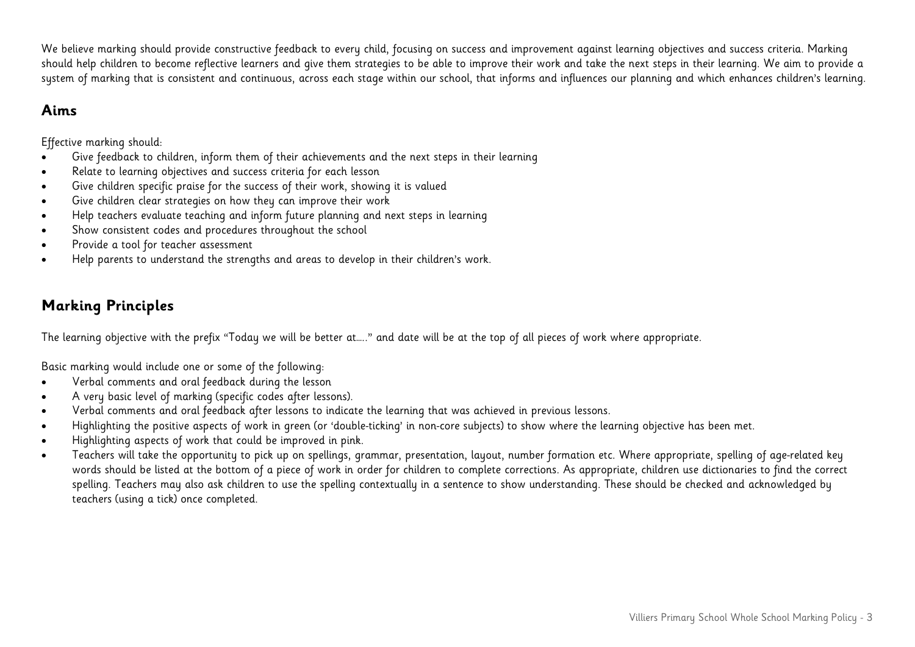We believe marking should provide constructive feedback to every child, focusing on success and improvement against learning objectives and success criteria. Marking should help children to become reflective learners and give them strategies to be able to improve their work and take the next steps in their learning. We aim to provide a system of marking that is consistent and continuous, across each stage within our school, that informs and influences our planning and which enhances children's learning.

## Aims

Effective marking should:

- Give feedback to children, inform them of their achievements and the next steps in their learning
- Relate to learning objectives and success criteria for each lesson
- Give children specific praise for the success of their work, showing it is valued
- Give children clear strategies on how they can improve their work
- Help teachers evaluate teaching and inform future planning and next steps in learning
- Show consistent codes and procedures throughout the school
- Provide a tool for teacher assessment
- Help parents to understand the strengths and areas to develop in their children's work.

## Marking Principles

The learning objective with the prefix "Today we will be better at….." and date will be at the top of all pieces of work where appropriate.

Basic marking would include one or some of the following:

- Verbal comments and oral feedback during the lesson
- A very basic level of marking (specific codes after lessons).
- Verbal comments and oral feedback after lessons to indicate the learning that was achieved in previous lessons.
- Highlighting the positive aspects of work in green (or 'double-ticking' in non-core subjects) to show where the learning objective has been met.
- Highlighting aspects of work that could be improved in pink.
- Teachers will take the opportunity to pick up on spellings, grammar, presentation, layout, number formation etc. Where appropriate, spelling of age-related key words should be listed at the bottom of a piece of work in order for children to complete corrections. As appropriate, children use dictionaries to find the correct spelling. Teachers may also ask children to use the spelling contextually in a sentence to show understanding. These should be checked and acknowledged by teachers (using a tick) once completed.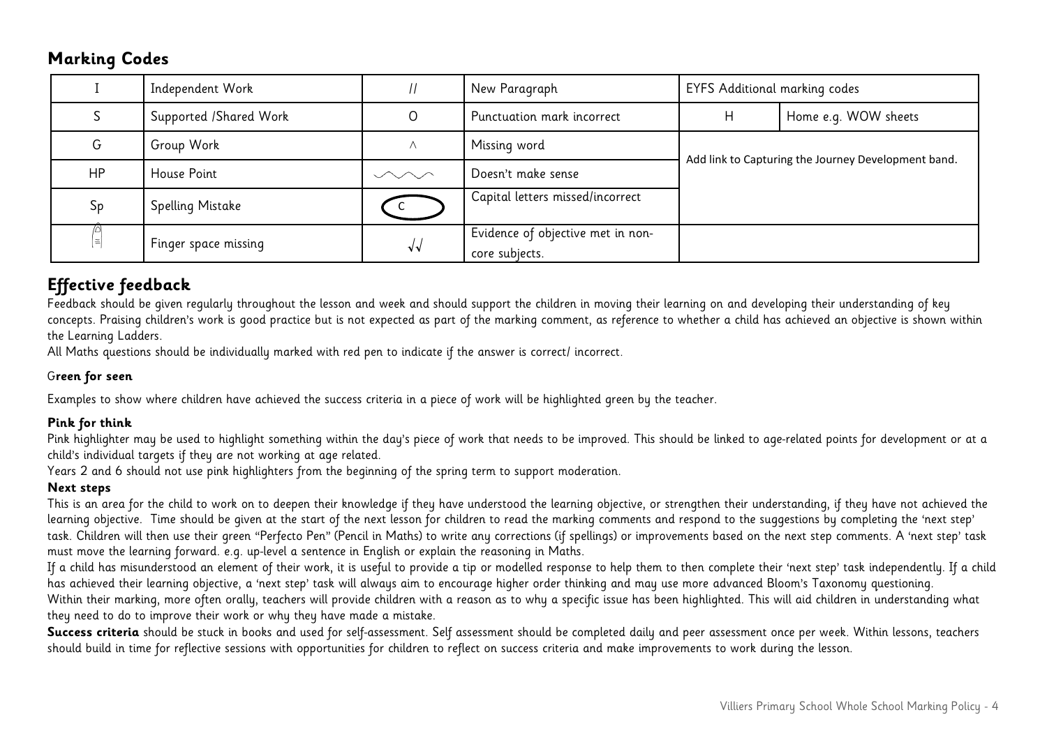## Marking Codes

| I | Independent Work | // | New Paragraph | EYFS Additional marking codes | |
|---|---|---|---|---|---|
| S | Supported /Shared Work | O | Punctuation mark incorrect | H | Home e.g. WOW sheets |
| G | Group Work | ^ | Missing word | Add link to Capturing the Journey Development band. | |
| HP | House Point | ︵︵︵ | Doesn't make sense | | |
| Sp | Spelling Mistake | (C) | Capital letters missed/incorrect | | |
| ☝ | Finger space missing | √√ | Evidence of objective met in non-core subjects. | | |

## Effective feedback

Feedback should be given regularly throughout the lesson and week and should support the children in moving their learning on and developing their understanding of key concepts. Praising children's work is good practice but is not expected as part of the marking comment, as reference to whether a child has achieved an objective is shown within the Learning Ladders.

All Maths questions should be individually marked with red pen to indicate if the answer is correct/ incorrect.

**Green for seen**

Examples to show where children have achieved the success criteria in a piece of work will be highlighted green by the teacher.

**Pink for think**

Pink highlighter may be used to highlight something within the day's piece of work that needs to be improved. This should be linked to age-related points for development or at a child's individual targets if they are not working at age related.

Years 2 and 6 should not use pink highlighters from the beginning of the spring term to support moderation.

**Next steps**

This is an area for the child to work on to deepen their knowledge if they have understood the learning objective, or strengthen their understanding, if they have not achieved the learning objective. Time should be given at the start of the next lesson for children to read the marking comments and respond to the suggestions by completing the 'next step' task. Children will then use their green "Perfecto Pen" (Pencil in Maths) to write any corrections (if spellings) or improvements based on the next step comments. A 'next step' task must move the learning forward. e.g. up-level a sentence in English or explain the reasoning in Maths.

If a child has misunderstood an element of their work, it is useful to provide a tip or modelled response to help them to then complete their 'next step' task independently. If a child has achieved their learning objective, a 'next step' task will always aim to encourage higher order thinking and may use more advanced Bloom's Taxonomy questioning.

Within their marking, more often orally, teachers will provide children with a reason as to why a specific issue has been highlighted. This will aid children in understanding what they need to do to improve their work or why they have made a mistake.

**Success criteria** should be stuck in books and used for self-assessment. Self assessment should be completed daily and peer assessment once per week. Within lessons, teachers should build in time for reflective sessions with opportunities for children to reflect on success criteria and make improvements to work during the lesson.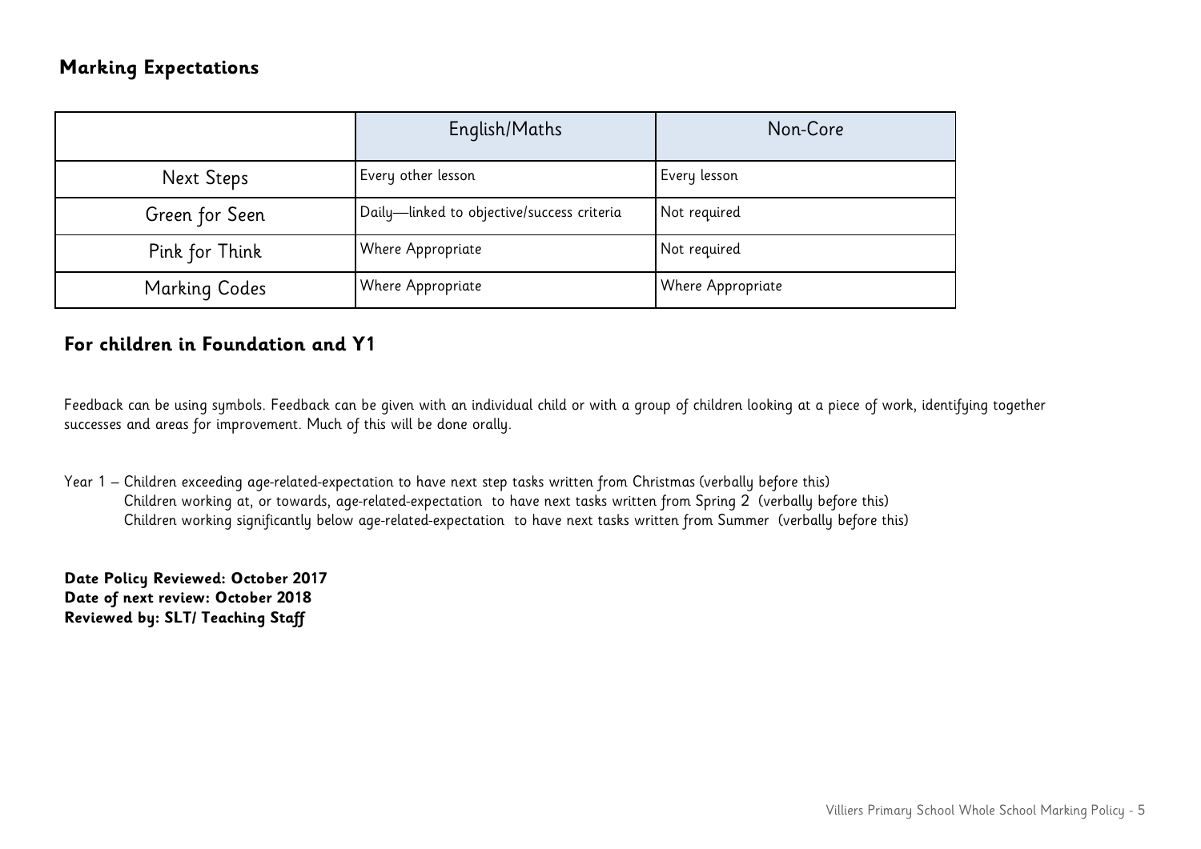## Marking Expectations

| | English/Maths | Non-Core |
|---|---|---|
| Next Steps | Every other lesson | Every lesson |
| Green for Seen | Daily—linked to objective/success criteria | Not required |
| Pink for Think | Where Appropriate | Not required |
| Marking Codes | Where Appropriate | Where Appropriate |

## For children in Foundation and Y1

Feedback can be using symbols. Feedback can be given with an individual child or with a group of children looking at a piece of work, identifying together successes and areas for improvement. Much of this will be done orally.

Year 1 – Children exceeding age-related-expectation to have next step tasks written from Christmas (verbally before this)
Children working at, or towards, age-related-expectation to have next tasks written from Spring 2 (verbally before this)
Children working significantly below age-related-expectation to have next tasks written from Summer (verbally before this)

**Date Policy Reviewed: October 2017**
**Date of next review: October 2018**
**Reviewed by: SLT/ Teaching Staff**